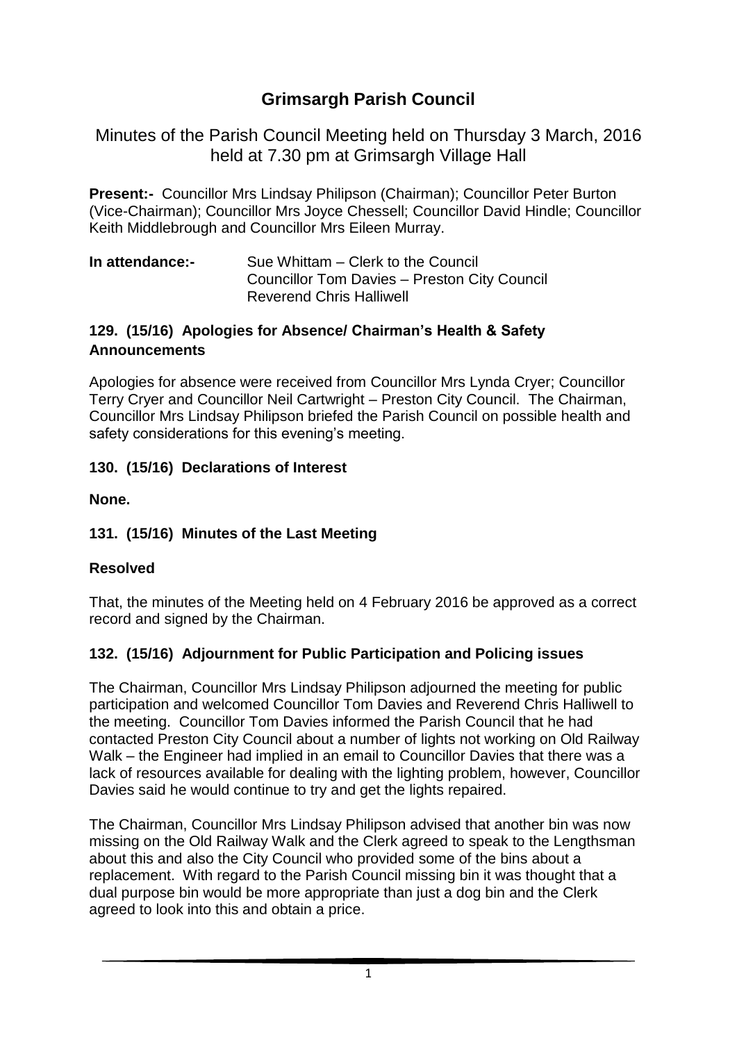# Grimsargh Parish Council

Minutes of the Parish Council Meeting held on Thursday 3 March, 2016 held at 7.30 pm at Grimsargh Village Hall

**Present:-** Councillor Mrs Lindsay Philipson (Chairman); Councillor Peter Burton (Vice-Chairman); Councillor Mrs Joyce Chessell; Councillor David Hindle; Councillor Keith Middlebrough and Councillor Mrs Eileen Murray.

**In attendance:-** Sue Whittam – Clerk to the Council
Councillor Tom Davies – Preston City Council
Reverend Chris Halliwell

## 129. (15/16) Apologies for Absence/ Chairman's Health & Safety Announcements

Apologies for absence were received from Councillor Mrs Lynda Cryer; Councillor Terry Cryer and Councillor Neil Cartwright – Preston City Council. The Chairman, Councillor Mrs Lindsay Philipson briefed the Parish Council on possible health and safety considerations for this evening's meeting.

## 130. (15/16) Declarations of Interest

**None.**

## 131. (15/16) Minutes of the Last Meeting

**Resolved**

That, the minutes of the Meeting held on 4 February 2016 be approved as a correct record and signed by the Chairman.

## 132. (15/16) Adjournment for Public Participation and Policing issues

The Chairman, Councillor Mrs Lindsay Philipson adjourned the meeting for public participation and welcomed Councillor Tom Davies and Reverend Chris Halliwell to the meeting. Councillor Tom Davies informed the Parish Council that he had contacted Preston City Council about a number of lights not working on Old Railway Walk – the Engineer had implied in an email to Councillor Davies that there was a lack of resources available for dealing with the lighting problem, however, Councillor Davies said he would continue to try and get the lights repaired.

The Chairman, Councillor Mrs Lindsay Philipson advised that another bin was now missing on the Old Railway Walk and the Clerk agreed to speak to the Lengthsman about this and also the City Council who provided some of the bins about a replacement. With regard to the Parish Council missing bin it was thought that a dual purpose bin would be more appropriate than just a dog bin and the Clerk agreed to look into this and obtain a price.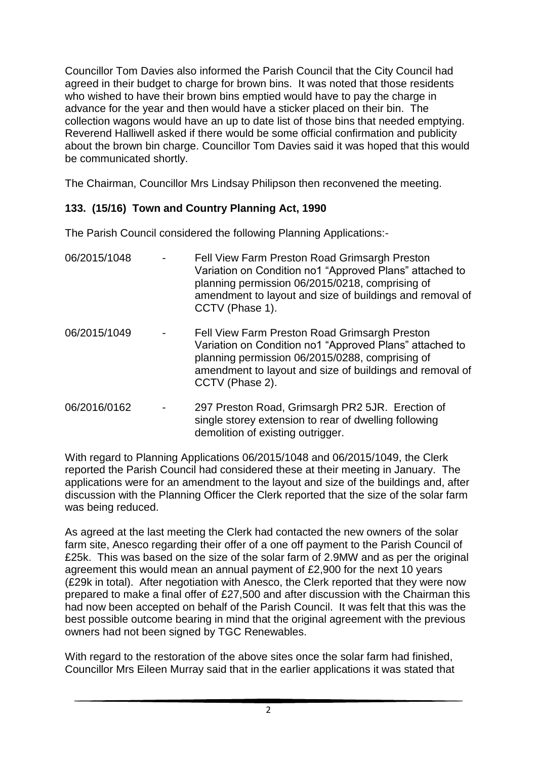Councillor Tom Davies also informed the Parish Council that the City Council had agreed in their budget to charge for brown bins. It was noted that those residents who wished to have their brown bins emptied would have to pay the charge in advance for the year and then would have a sticker placed on their bin. The collection wagons would have an up to date list of those bins that needed emptying. Reverend Halliwell asked if there would be some official confirmation and publicity about the brown bin charge. Councillor Tom Davies said it was hoped that this would be communicated shortly.

The Chairman, Councillor Mrs Lindsay Philipson then reconvened the meeting.

**133. (15/16) Town and Country Planning Act, 1990**

The Parish Council considered the following Planning Applications:-

| | | |
|---|---|---|
| 06/2015/1048 | - | Fell View Farm Preston Road Grimsargh Preston Variation on Condition no1 "Approved Plans" attached to planning permission 06/2015/0218, comprising of amendment to layout and size of buildings and removal of CCTV (Phase 1). |
| 06/2015/1049 | - | Fell View Farm Preston Road Grimsargh Preston Variation on Condition no1 "Approved Plans" attached to planning permission 06/2015/0288, comprising of amendment to layout and size of buildings and removal of CCTV (Phase 2). |
| 06/2016/0162 | - | 297 Preston Road, Grimsargh PR2 5JR. Erection of single storey extension to rear of dwelling following demolition of existing outrigger. |

With regard to Planning Applications 06/2015/1048 and 06/2015/1049, the Clerk reported the Parish Council had considered these at their meeting in January. The applications were for an amendment to the layout and size of the buildings and, after discussion with the Planning Officer the Clerk reported that the size of the solar farm was being reduced.

As agreed at the last meeting the Clerk had contacted the new owners of the solar farm site, Anesco regarding their offer of a one off payment to the Parish Council of £25k. This was based on the size of the solar farm of 2.9MW and as per the original agreement this would mean an annual payment of £2,900 for the next 10 years (£29k in total). After negotiation with Anesco, the Clerk reported that they were now prepared to make a final offer of £27,500 and after discussion with the Chairman this had now been accepted on behalf of the Parish Council. It was felt that this was the best possible outcome bearing in mind that the original agreement with the previous owners had not been signed by TGC Renewables.

With regard to the restoration of the above sites once the solar farm had finished, Councillor Mrs Eileen Murray said that in the earlier applications it was stated that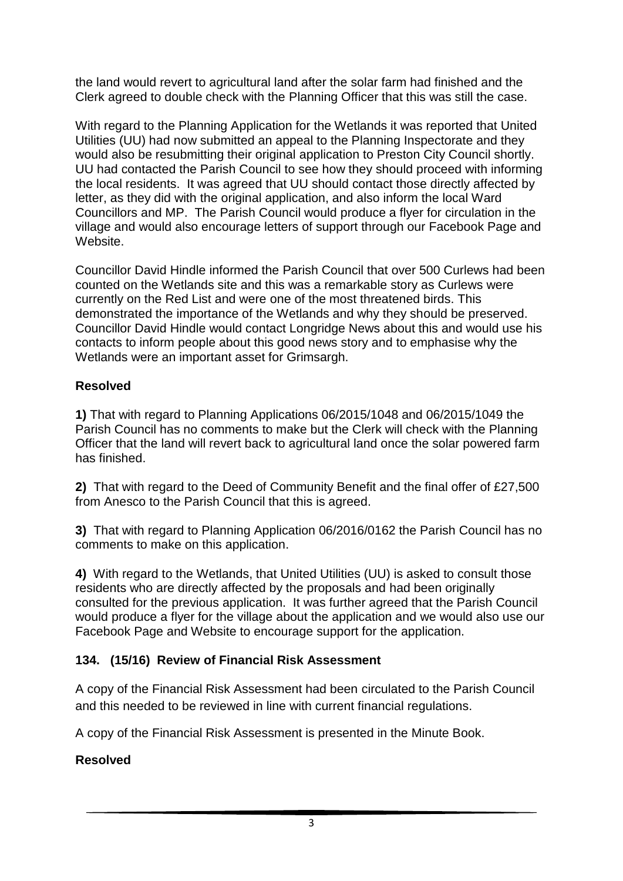the land would revert to agricultural land after the solar farm had finished and the Clerk agreed to double check with the Planning Officer that this was still the case.

With regard to the Planning Application for the Wetlands it was reported that United Utilities (UU) had now submitted an appeal to the Planning Inspectorate and they would also be resubmitting their original application to Preston City Council shortly. UU had contacted the Parish Council to see how they should proceed with informing the local residents. It was agreed that UU should contact those directly affected by letter, as they did with the original application, and also inform the local Ward Councillors and MP. The Parish Council would produce a flyer for circulation in the village and would also encourage letters of support through our Facebook Page and Website.

Councillor David Hindle informed the Parish Council that over 500 Curlews had been counted on the Wetlands site and this was a remarkable story as Curlews were currently on the Red List and were one of the most threatened birds. This demonstrated the importance of the Wetlands and why they should be preserved. Councillor David Hindle would contact Longridge News about this and would use his contacts to inform people about this good news story and to emphasise why the Wetlands were an important asset for Grimsargh.

**Resolved**

**1)** That with regard to Planning Applications 06/2015/1048 and 06/2015/1049 the Parish Council has no comments to make but the Clerk will check with the Planning Officer that the land will revert back to agricultural land once the solar powered farm has finished.

**2)** That with regard to the Deed of Community Benefit and the final offer of £27,500 from Anesco to the Parish Council that this is agreed.

**3)** That with regard to Planning Application 06/2016/0162 the Parish Council has no comments to make on this application.

**4)** With regard to the Wetlands, that United Utilities (UU) is asked to consult those residents who are directly affected by the proposals and had been originally consulted for the previous application. It was further agreed that the Parish Council would produce a flyer for the village about the application and we would also use our Facebook Page and Website to encourage support for the application.

## 134. (15/16) Review of Financial Risk Assessment

A copy of the Financial Risk Assessment had been circulated to the Parish Council and this needed to be reviewed in line with current financial regulations.

A copy of the Financial Risk Assessment is presented in the Minute Book.

**Resolved**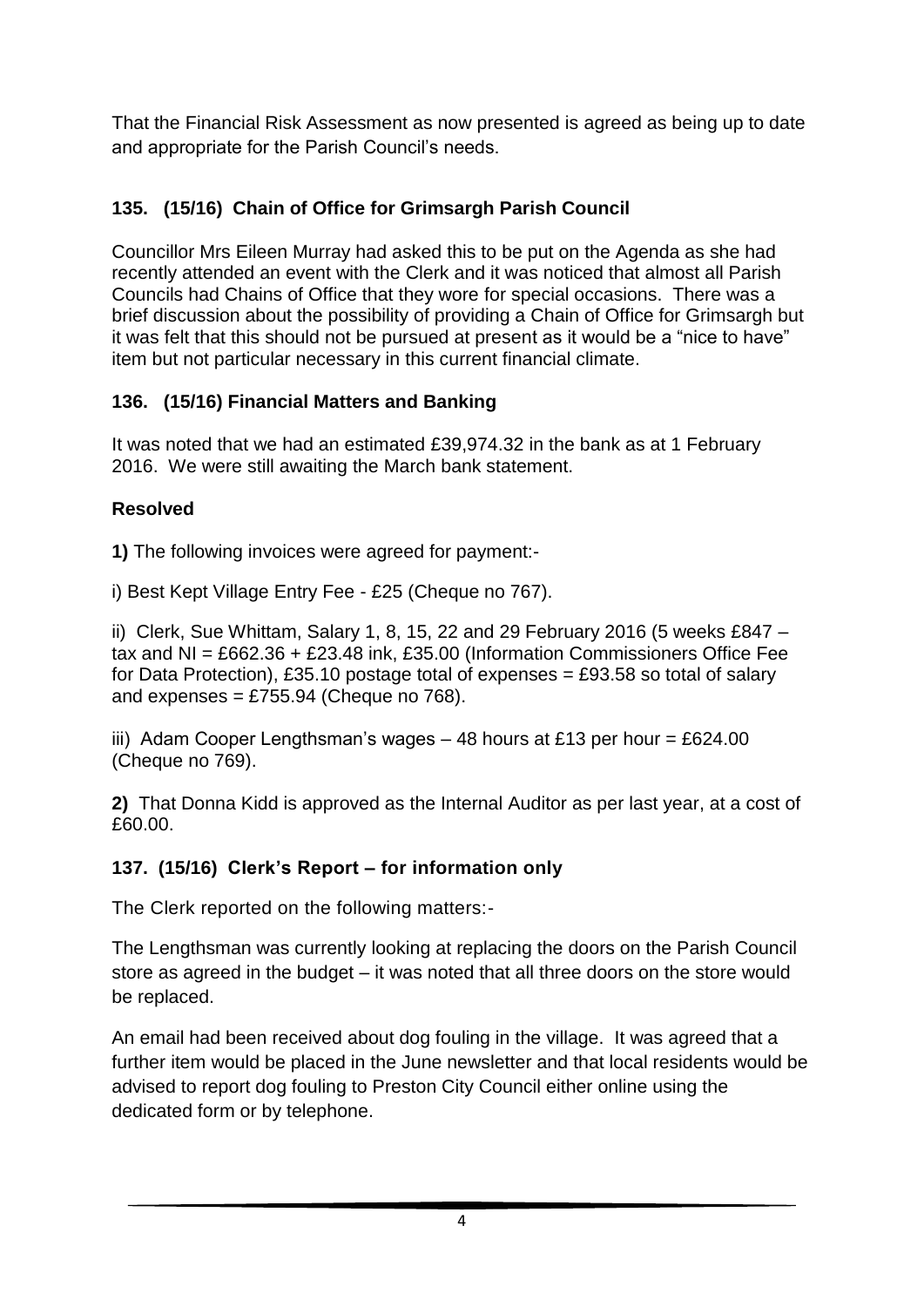That the Financial Risk Assessment as now presented is agreed as being up to date and appropriate for the Parish Council's needs.

### 135. (15/16) Chain of Office for Grimsargh Parish Council

Councillor Mrs Eileen Murray had asked this to be put on the Agenda as she had recently attended an event with the Clerk and it was noticed that almost all Parish Councils had Chains of Office that they wore for special occasions. There was a brief discussion about the possibility of providing a Chain of Office for Grimsargh but it was felt that this should not be pursued at present as it would be a "nice to have" item but not particular necessary in this current financial climate.

### 136. (15/16) Financial Matters and Banking

It was noted that we had an estimated £39,974.32 in the bank as at 1 February 2016. We were still awaiting the March bank statement.

**Resolved**

**1)** The following invoices were agreed for payment:-

i) Best Kept Village Entry Fee - £25 (Cheque no 767).

ii) Clerk, Sue Whittam, Salary 1, 8, 15, 22 and 29 February 2016 (5 weeks £847 – tax and NI = £662.36 + £23.48 ink, £35.00 (Information Commissioners Office Fee for Data Protection), £35.10 postage total of expenses = £93.58 so total of salary and expenses = £755.94 (Cheque no 768).

iii) Adam Cooper Lengthsman's wages – 48 hours at £13 per hour = £624.00 (Cheque no 769).

**2)** That Donna Kidd is approved as the Internal Auditor as per last year, at a cost of £60.00.

### 137. (15/16) Clerk's Report – for information only

The Clerk reported on the following matters:-

The Lengthsman was currently looking at replacing the doors on the Parish Council store as agreed in the budget – it was noted that all three doors on the store would be replaced.

An email had been received about dog fouling in the village. It was agreed that a further item would be placed in the June newsletter and that local residents would be advised to report dog fouling to Preston City Council either online using the dedicated form or by telephone.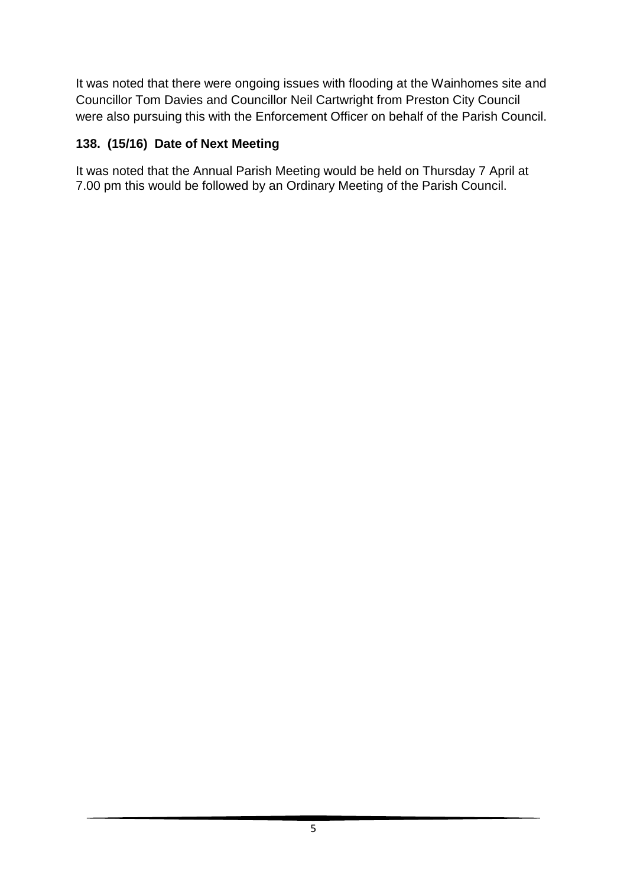It was noted that there were ongoing issues with flooding at the Wainhomes site and Councillor Tom Davies and Councillor Neil Cartwright from Preston City Council were also pursuing this with the Enforcement Officer on behalf of the Parish Council.

**138. (15/16) Date of Next Meeting**

It was noted that the Annual Parish Meeting would be held on Thursday 7 April at 7.00 pm this would be followed by an Ordinary Meeting of the Parish Council.